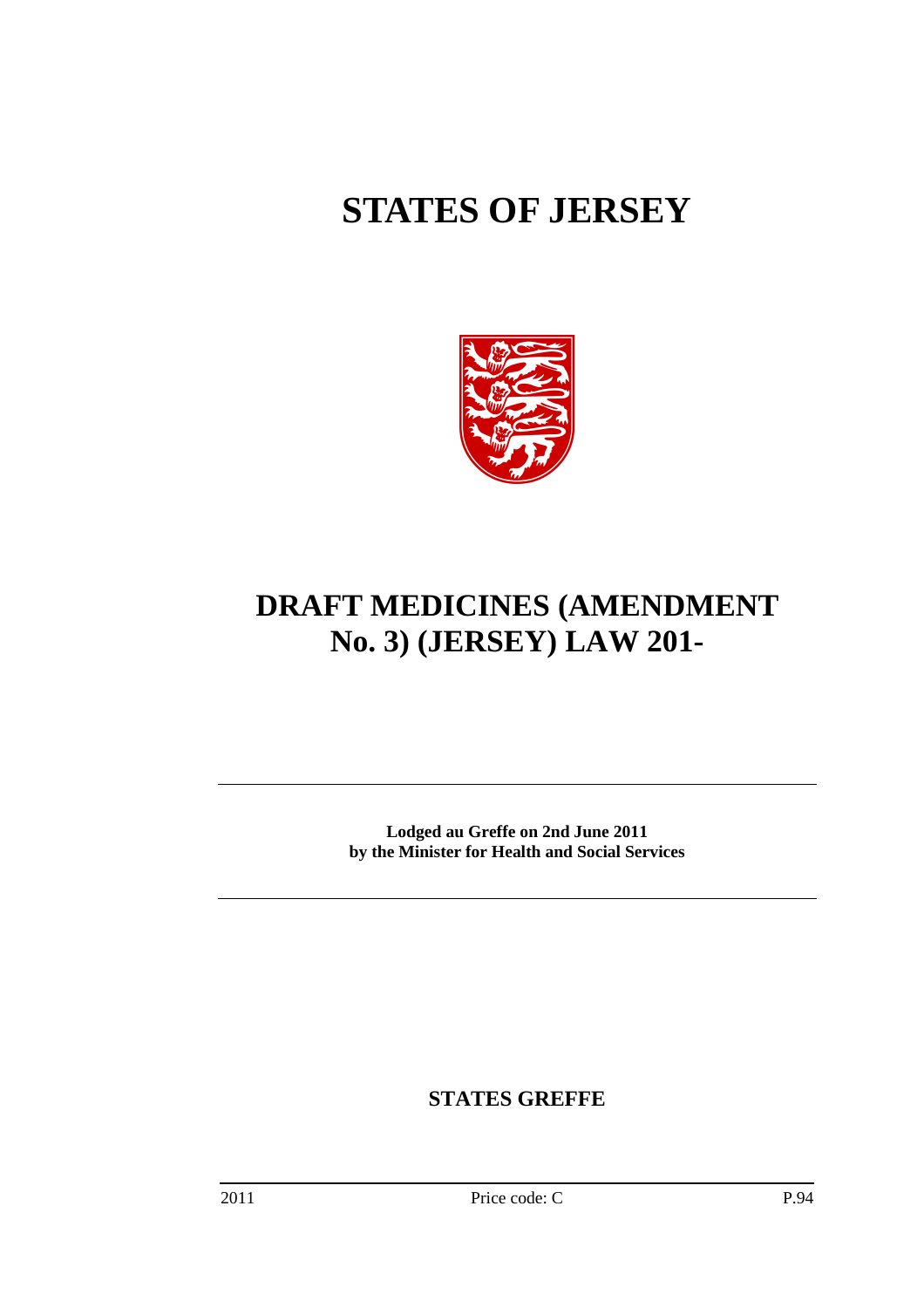# STATES OF JERSEY

# DRAFT MEDICINES (AMENDMENT No. 3) (JERSEY) LAW 201-

---

**Lodged au Greffe on 2nd June 2011**
**by the Minister for Health and Social Services**

---

**STATES GREFFE**

2011 Price code: C P.94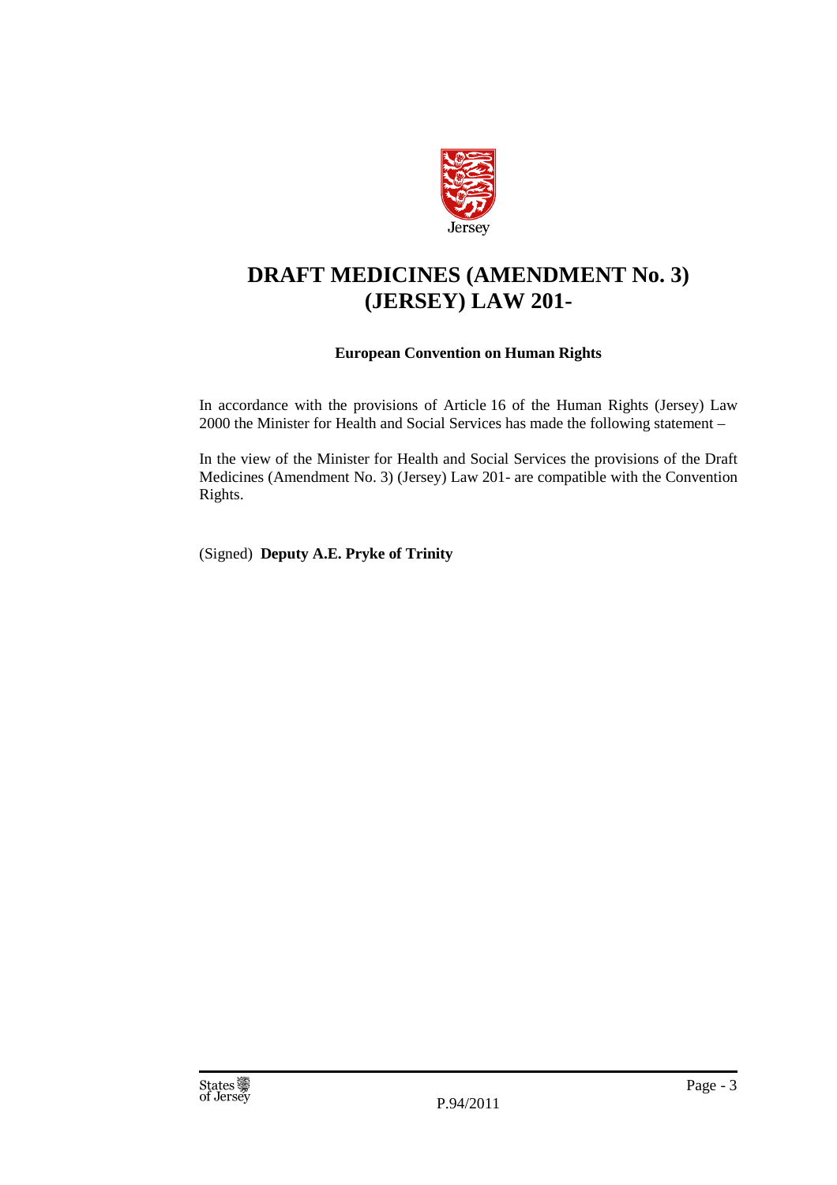# DRAFT MEDICINES (AMENDMENT No. 3) (JERSEY) LAW 201-

**European Convention on Human Rights**

In accordance with the provisions of Article 16 of the Human Rights (Jersey) Law 2000 the Minister for Health and Social Services has made the following statement –

In the view of the Minister for Health and Social Services the provisions of the Draft Medicines (Amendment No. 3) (Jersey) Law 201- are compatible with the Convention Rights.

(Signed) **Deputy A.E. Pryke of Trinity**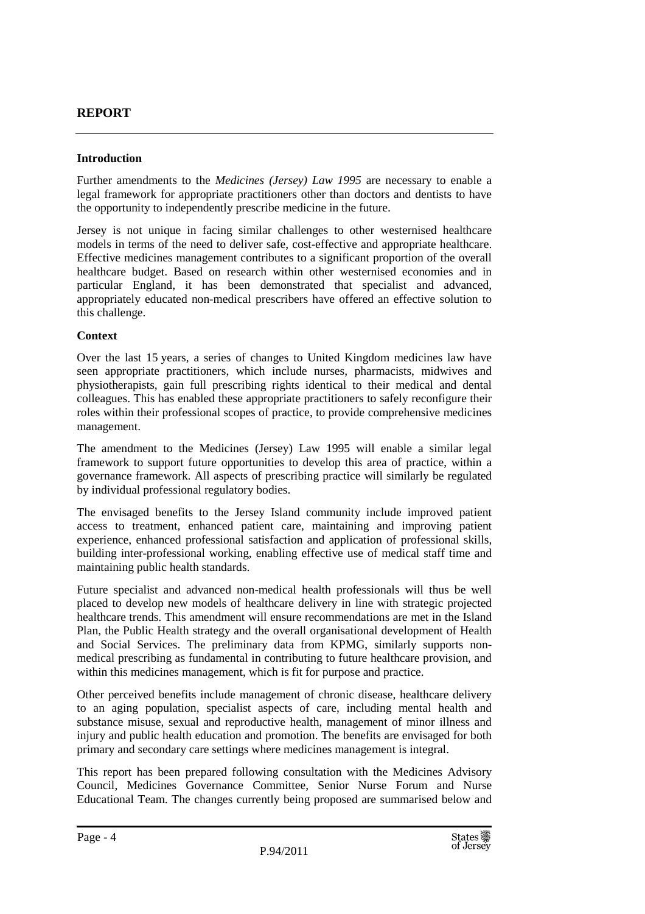# REPORT

## Introduction

Further amendments to the *Medicines (Jersey) Law 1995* are necessary to enable a legal framework for appropriate practitioners other than doctors and dentists to have the opportunity to independently prescribe medicine in the future.

Jersey is not unique in facing similar challenges to other westernised healthcare models in terms of the need to deliver safe, cost-effective and appropriate healthcare. Effective medicines management contributes to a significant proportion of the overall healthcare budget. Based on research within other westernised economies and in particular England, it has been demonstrated that specialist and advanced, appropriately educated non-medical prescribers have offered an effective solution to this challenge.

## Context

Over the last 15 years, a series of changes to United Kingdom medicines law have seen appropriate practitioners, which include nurses, pharmacists, midwives and physiotherapists, gain full prescribing rights identical to their medical and dental colleagues. This has enabled these appropriate practitioners to safely reconfigure their roles within their professional scopes of practice, to provide comprehensive medicines management.

The amendment to the Medicines (Jersey) Law 1995 will enable a similar legal framework to support future opportunities to develop this area of practice, within a governance framework. All aspects of prescribing practice will similarly be regulated by individual professional regulatory bodies.

The envisaged benefits to the Jersey Island community include improved patient access to treatment, enhanced patient care, maintaining and improving patient experience, enhanced professional satisfaction and application of professional skills, building inter-professional working, enabling effective use of medical staff time and maintaining public health standards.

Future specialist and advanced non-medical health professionals will thus be well placed to develop new models of healthcare delivery in line with strategic projected healthcare trends. This amendment will ensure recommendations are met in the Island Plan, the Public Health strategy and the overall organisational development of Health and Social Services. The preliminary data from KPMG, similarly supports non-medical prescribing as fundamental in contributing to future healthcare provision, and within this medicines management, which is fit for purpose and practice.

Other perceived benefits include management of chronic disease, healthcare delivery to an aging population, specialist aspects of care, including mental health and substance misuse, sexual and reproductive health, management of minor illness and injury and public health education and promotion. The benefits are envisaged for both primary and secondary care settings where medicines management is integral.

This report has been prepared following consultation with the Medicines Advisory Council, Medicines Governance Committee, Senior Nurse Forum and Nurse Educational Team. The changes currently being proposed are summarised below and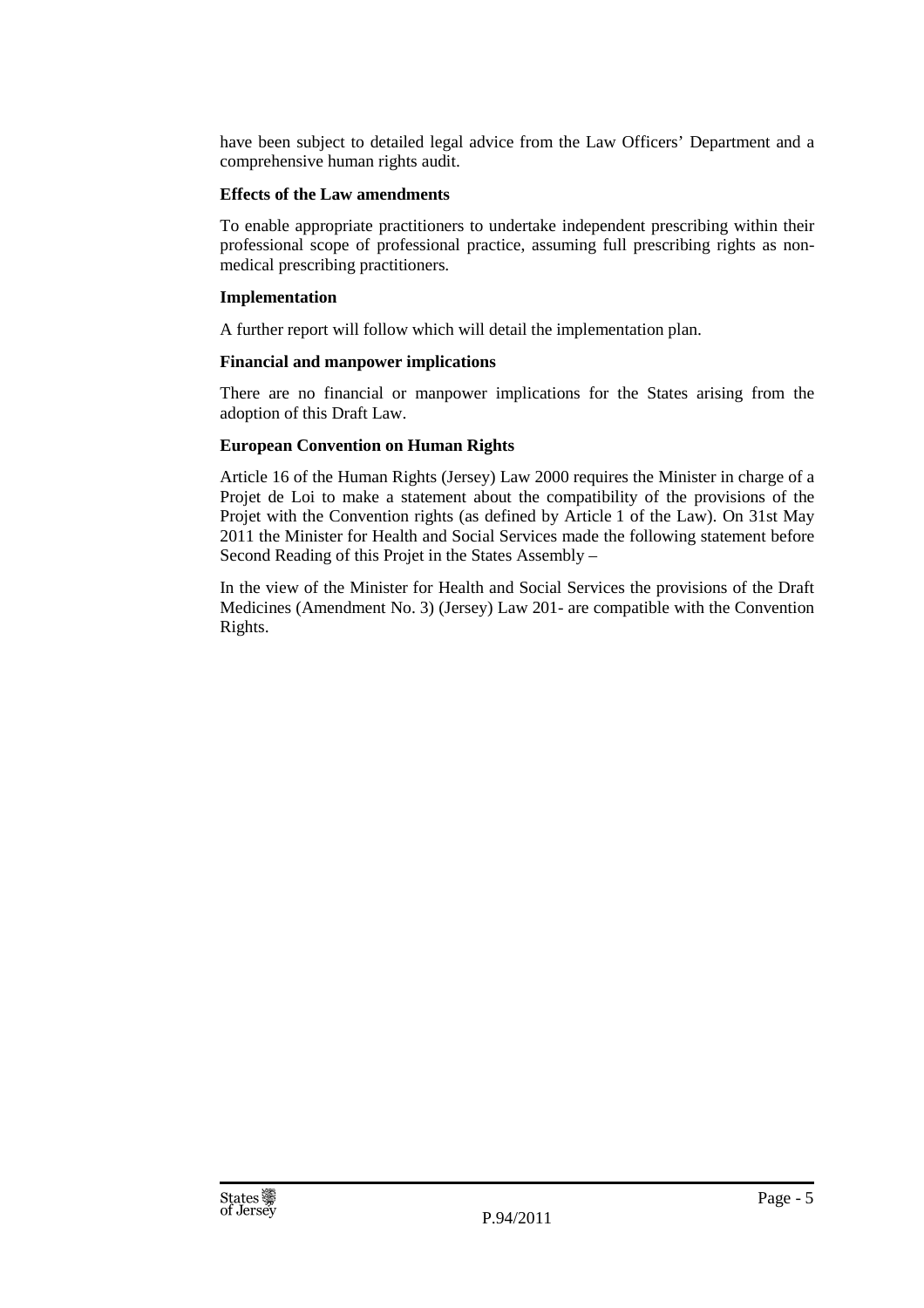have been subject to detailed legal advice from the Law Officers' Department and a comprehensive human rights audit.

**Effects of the Law amendments**

To enable appropriate practitioners to undertake independent prescribing within their professional scope of professional practice, assuming full prescribing rights as non-medical prescribing practitioners.

**Implementation**

A further report will follow which will detail the implementation plan.

**Financial and manpower implications**

There are no financial or manpower implications for the States arising from the adoption of this Draft Law.

**European Convention on Human Rights**

Article 16 of the Human Rights (Jersey) Law 2000 requires the Minister in charge of a Projet de Loi to make a statement about the compatibility of the provisions of the Projet with the Convention rights (as defined by Article 1 of the Law). On 31st May 2011 the Minister for Health and Social Services made the following statement before Second Reading of this Projet in the States Assembly –

In the view of the Minister for Health and Social Services the provisions of the Draft Medicines (Amendment No. 3) (Jersey) Law 201- are compatible with the Convention Rights.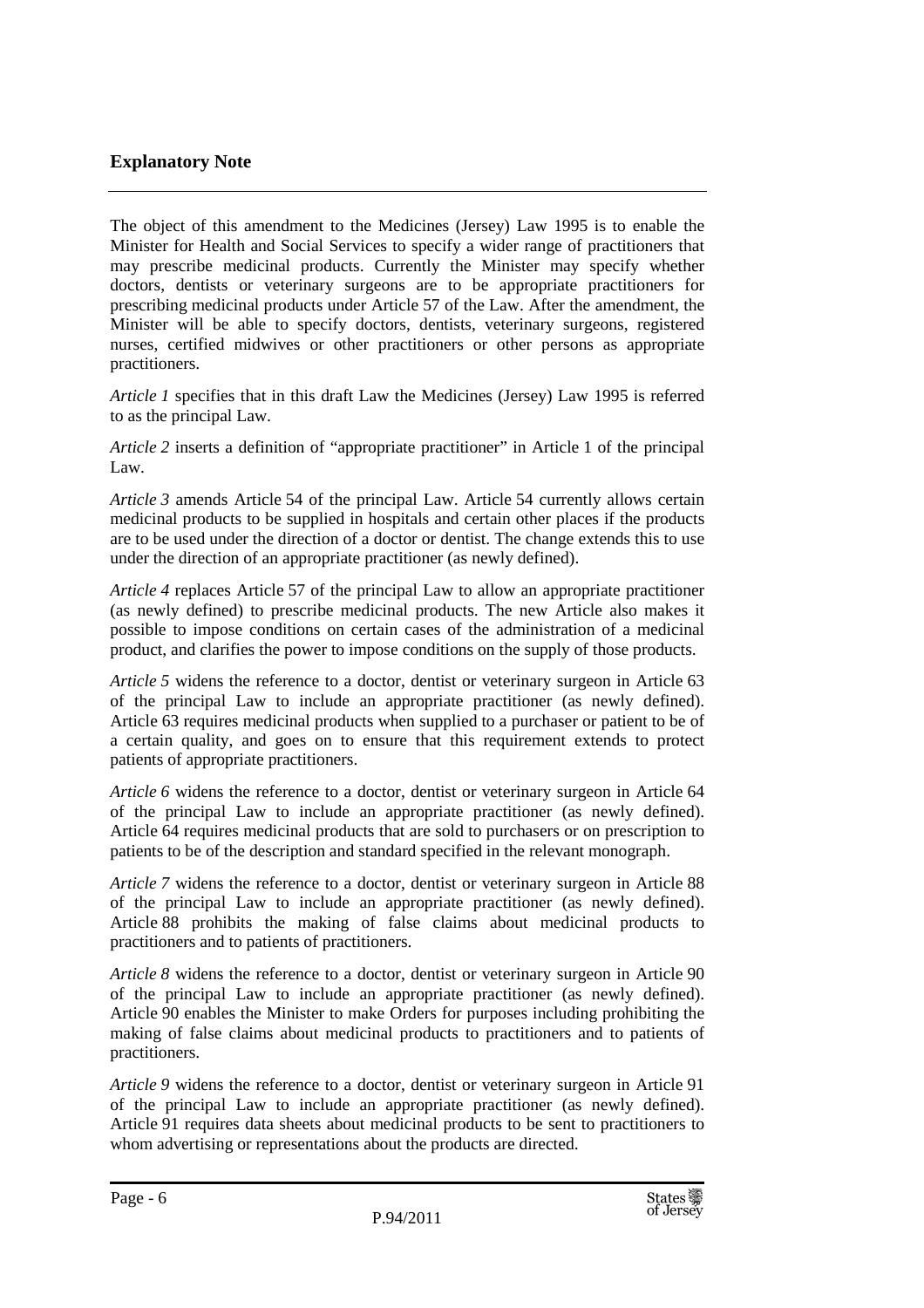## **Explanatory Note**

The object of this amendment to the Medicines (Jersey) Law 1995 is to enable the Minister for Health and Social Services to specify a wider range of practitioners that may prescribe medicinal products. Currently the Minister may specify whether doctors, dentists or veterinary surgeons are to be appropriate practitioners for prescribing medicinal products under Article 57 of the Law. After the amendment, the Minister will be able to specify doctors, dentists, veterinary surgeons, registered nurses, certified midwives or other practitioners or other persons as appropriate practitioners.

*Article 1* specifies that in this draft Law the Medicines (Jersey) Law 1995 is referred to as the principal Law.

*Article 2* inserts a definition of "appropriate practitioner" in Article 1 of the principal Law.

*Article 3* amends Article 54 of the principal Law. Article 54 currently allows certain medicinal products to be supplied in hospitals and certain other places if the products are to be used under the direction of a doctor or dentist. The change extends this to use under the direction of an appropriate practitioner (as newly defined).

*Article 4* replaces Article 57 of the principal Law to allow an appropriate practitioner (as newly defined) to prescribe medicinal products. The new Article also makes it possible to impose conditions on certain cases of the administration of a medicinal product, and clarifies the power to impose conditions on the supply of those products.

*Article 5* widens the reference to a doctor, dentist or veterinary surgeon in Article 63 of the principal Law to include an appropriate practitioner (as newly defined). Article 63 requires medicinal products when supplied to a purchaser or patient to be of a certain quality, and goes on to ensure that this requirement extends to protect patients of appropriate practitioners.

*Article 6* widens the reference to a doctor, dentist or veterinary surgeon in Article 64 of the principal Law to include an appropriate practitioner (as newly defined). Article 64 requires medicinal products that are sold to purchasers or on prescription to patients to be of the description and standard specified in the relevant monograph.

*Article 7* widens the reference to a doctor, dentist or veterinary surgeon in Article 88 of the principal Law to include an appropriate practitioner (as newly defined). Article 88 prohibits the making of false claims about medicinal products to practitioners and to patients of practitioners.

*Article 8* widens the reference to a doctor, dentist or veterinary surgeon in Article 90 of the principal Law to include an appropriate practitioner (as newly defined). Article 90 enables the Minister to make Orders for purposes including prohibiting the making of false claims about medicinal products to practitioners and to patients of practitioners.

*Article 9* widens the reference to a doctor, dentist or veterinary surgeon in Article 91 of the principal Law to include an appropriate practitioner (as newly defined). Article 91 requires data sheets about medicinal products to be sent to practitioners to whom advertising or representations about the products are directed.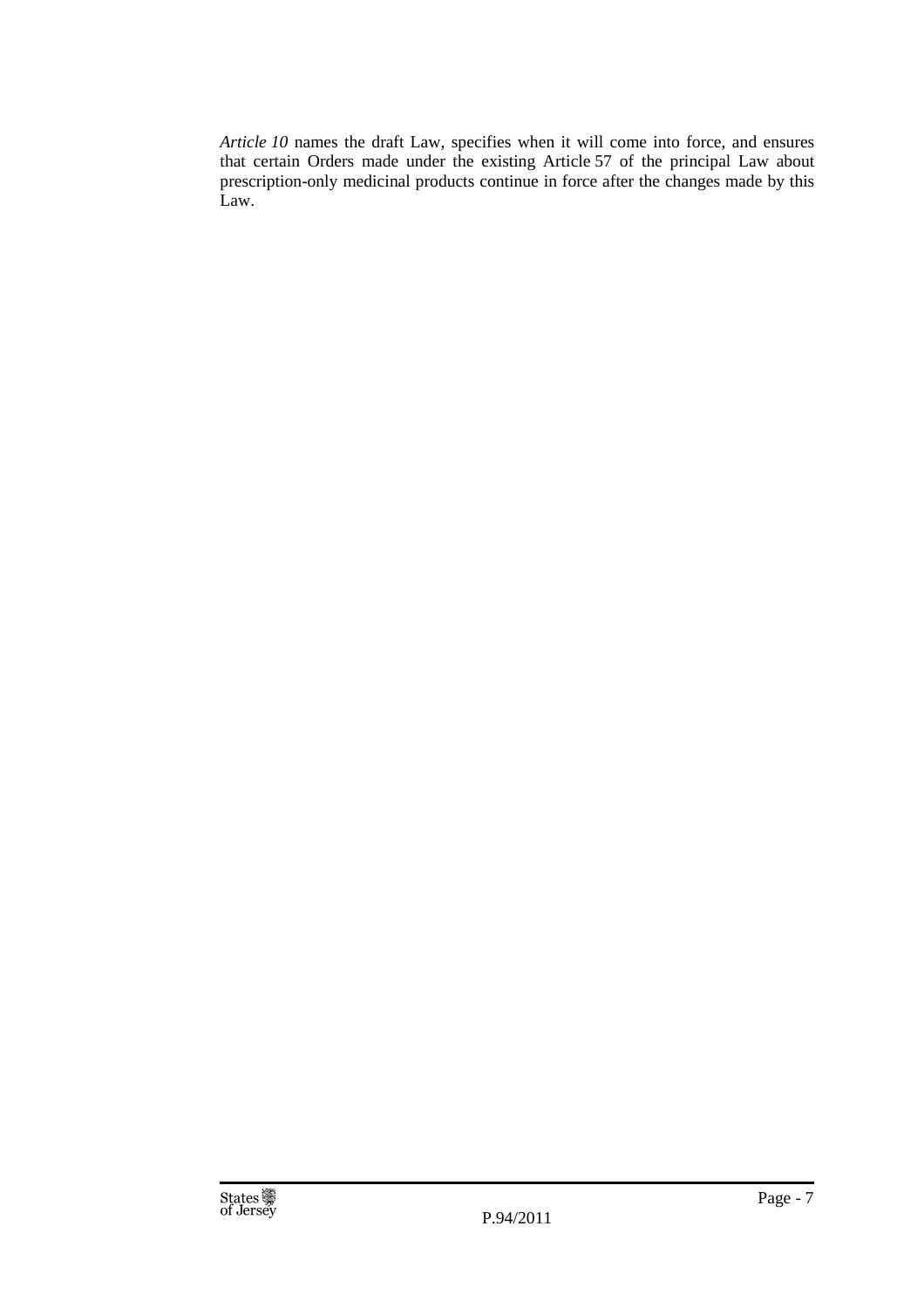*Article 10* names the draft Law, specifies when it will come into force, and ensures that certain Orders made under the existing Article 57 of the principal Law about prescription-only medicinal products continue in force after the changes made by this Law.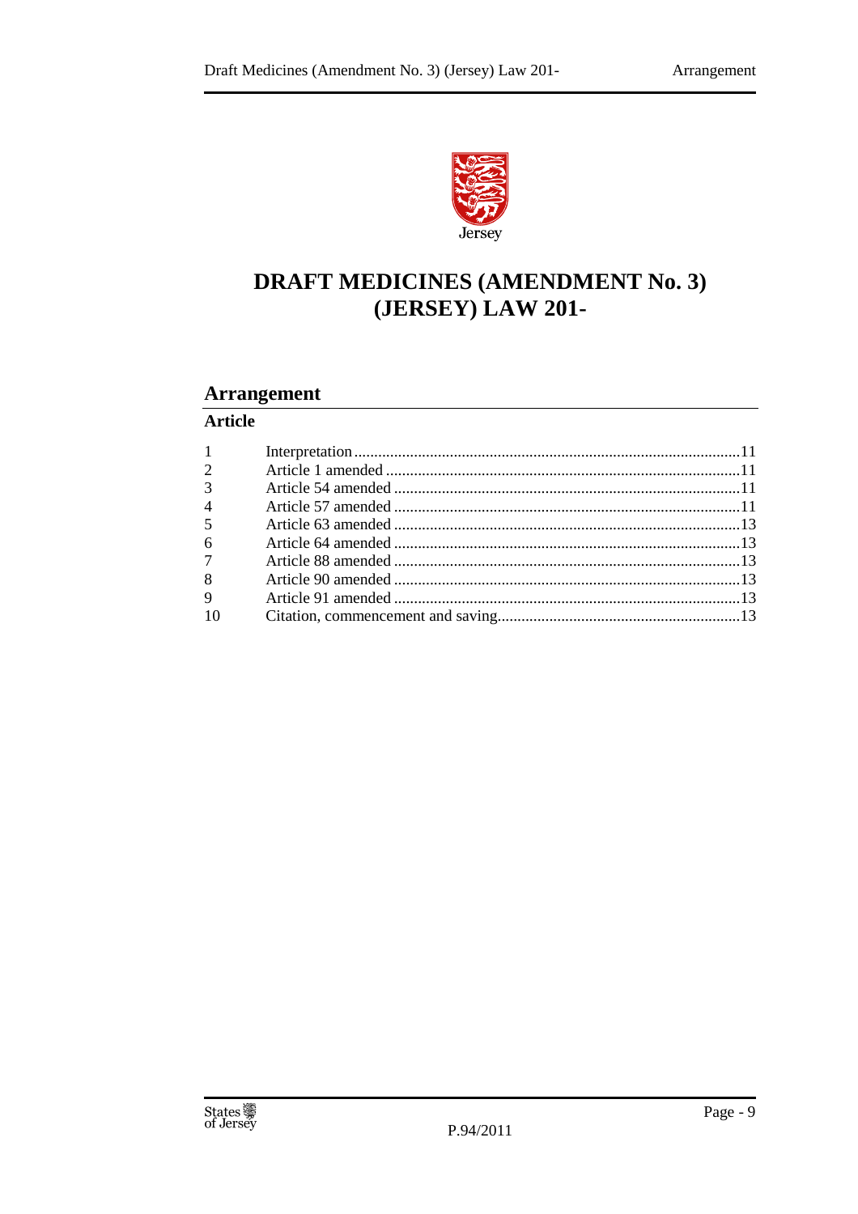# DRAFT MEDICINES (AMENDMENT No. 3) (JERSEY) LAW 201-

## Arrangement

**Article**

| | | |
|---|---|---|
| 1 | Interpretation | 11 |
| 2 | Article 1 amended | 11 |
| 3 | Article 54 amended | 11 |
| 4 | Article 57 amended | 11 |
| 5 | Article 63 amended | 13 |
| 6 | Article 64 amended | 13 |
| 7 | Article 88 amended | 13 |
| 8 | Article 90 amended | 13 |
| 9 | Article 91 amended | 13 |
| 10 | Citation, commencement and saving | 13 |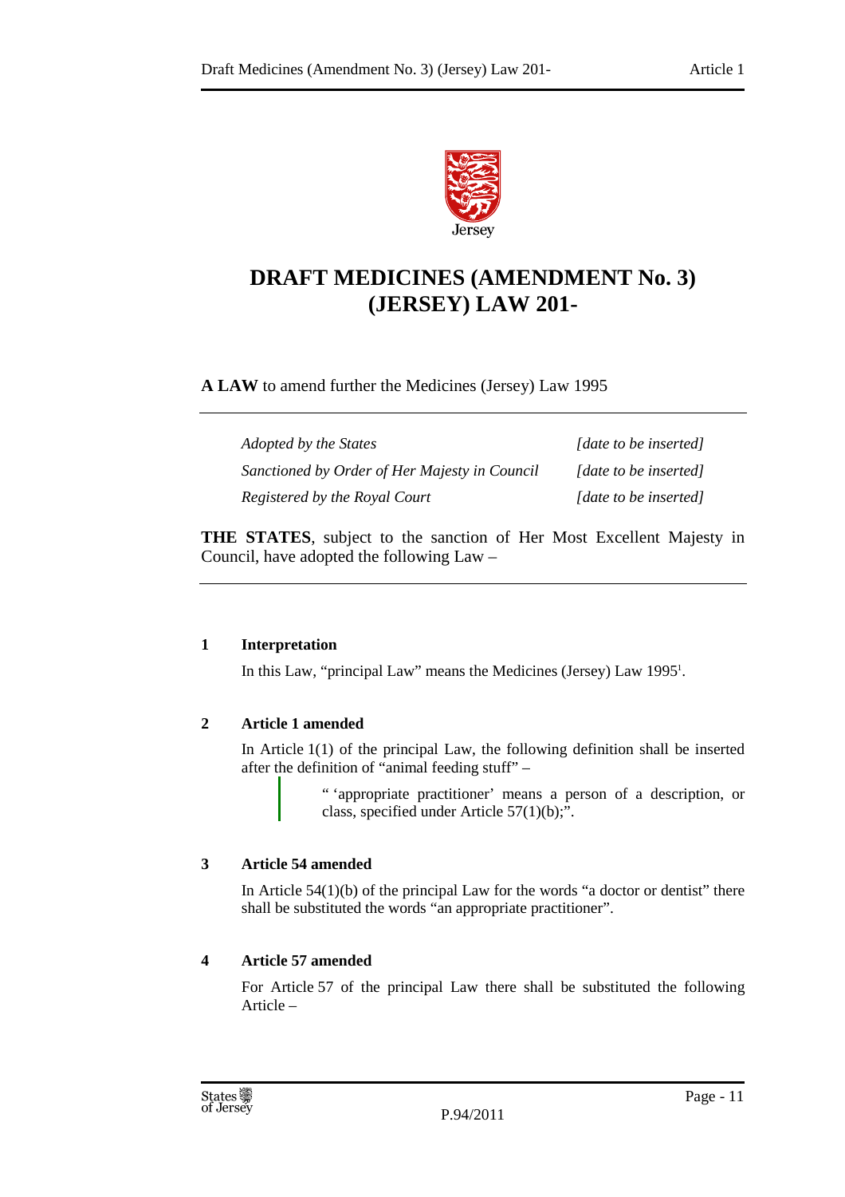# DRAFT MEDICINES (AMENDMENT No. 3) (JERSEY) LAW 201-

**A LAW** to amend further the Medicines (Jersey) Law 1995

| | |
|---|---|
| *Adopted by the States* | *[date to be inserted]* |
| *Sanctioned by Order of Her Majesty in Council* | *[date to be inserted]* |
| *Registered by the Royal Court* | *[date to be inserted]* |

**THE STATES**, subject to the sanction of Her Most Excellent Majesty in Council, have adopted the following Law –

**1 Interpretation**

In this Law, "principal Law" means the Medicines (Jersey) Law 1995[1].

**2 Article 1 amended**

In Article 1(1) of the principal Law, the following definition shall be inserted after the definition of "animal feeding stuff" –

> " 'appropriate practitioner' means a person of a description, or class, specified under Article 57(1)(b);".

**3 Article 54 amended**

In Article 54(1)(b) of the principal Law for the words "a doctor or dentist" there shall be substituted the words "an appropriate practitioner".

**4 Article 57 amended**

For Article 57 of the principal Law there shall be substituted the following Article –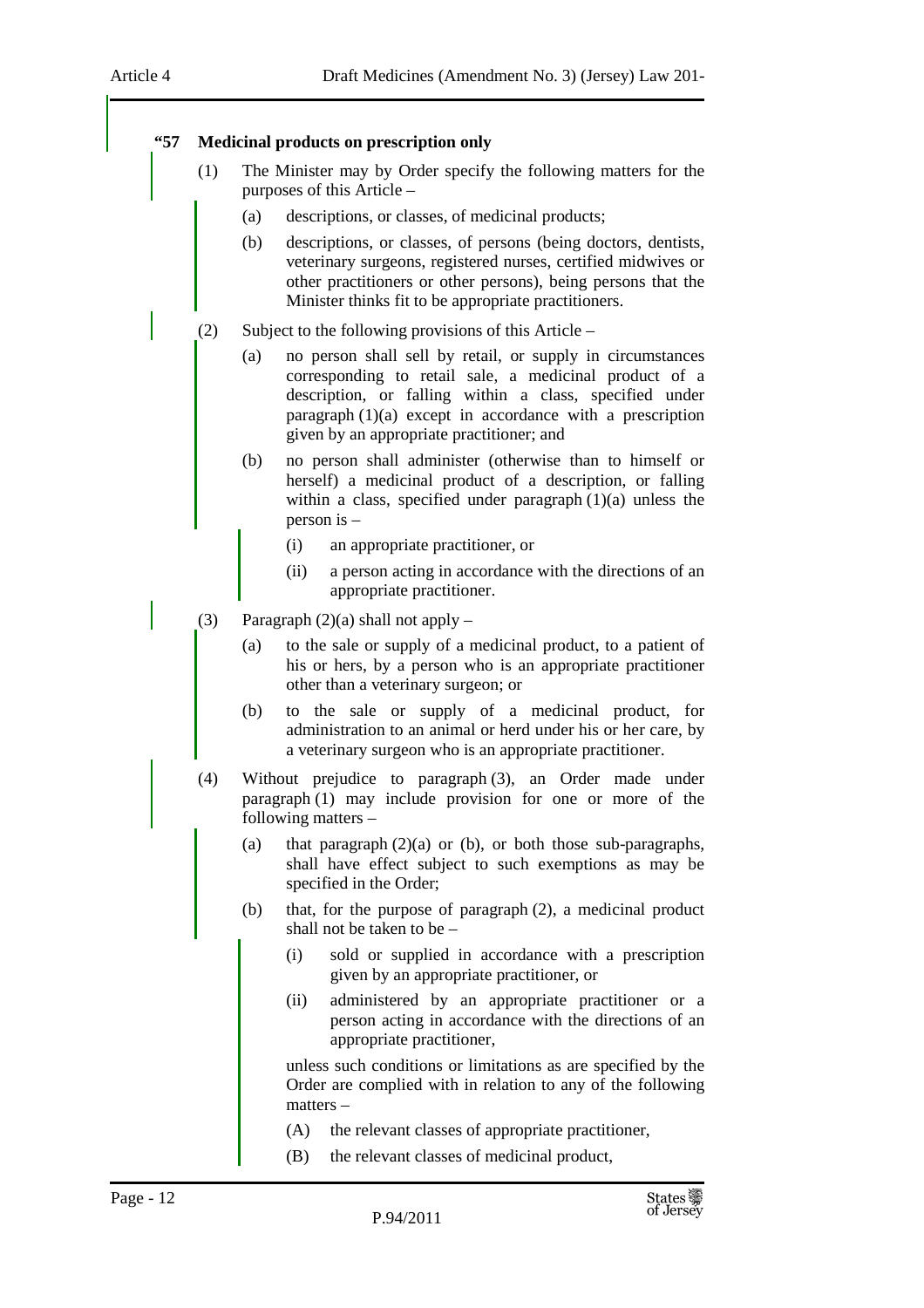**“57 Medicinal products on prescription only**

(1) The Minister may by Order specify the following matters for the purposes of this Article –

(a) descriptions, or classes, of medicinal products;

(b) descriptions, or classes, of persons (being doctors, dentists, veterinary surgeons, registered nurses, certified midwives or other practitioners or other persons), being persons that the Minister thinks fit to be appropriate practitioners.

(2) Subject to the following provisions of this Article –

(a) no person shall sell by retail, or supply in circumstances corresponding to retail sale, a medicinal product of a description, or falling within a class, specified under paragraph (1)(a) except in accordance with a prescription given by an appropriate practitioner; and

(b) no person shall administer (otherwise than to himself or herself) a medicinal product of a description, or falling within a class, specified under paragraph (1)(a) unless the person is –

(i) an appropriate practitioner, or

(ii) a person acting in accordance with the directions of an appropriate practitioner.

(3) Paragraph (2)(a) shall not apply –

(a) to the sale or supply of a medicinal product, to a patient of his or hers, by a person who is an appropriate practitioner other than a veterinary surgeon; or

(b) to the sale or supply of a medicinal product, for administration to an animal or herd under his or her care, by a veterinary surgeon who is an appropriate practitioner.

(4) Without prejudice to paragraph (3), an Order made under paragraph (1) may include provision for one or more of the following matters –

(a) that paragraph (2)(a) or (b), or both those sub-paragraphs, shall have effect subject to such exemptions as may be specified in the Order;

(b) that, for the purpose of paragraph (2), a medicinal product shall not be taken to be –

(i) sold or supplied in accordance with a prescription given by an appropriate practitioner, or

(ii) administered by an appropriate practitioner or a person acting in accordance with the directions of an appropriate practitioner,

unless such conditions or limitations as are specified by the Order are complied with in relation to any of the following matters –

(A) the relevant classes of appropriate practitioner,

(B) the relevant classes of medicinal product,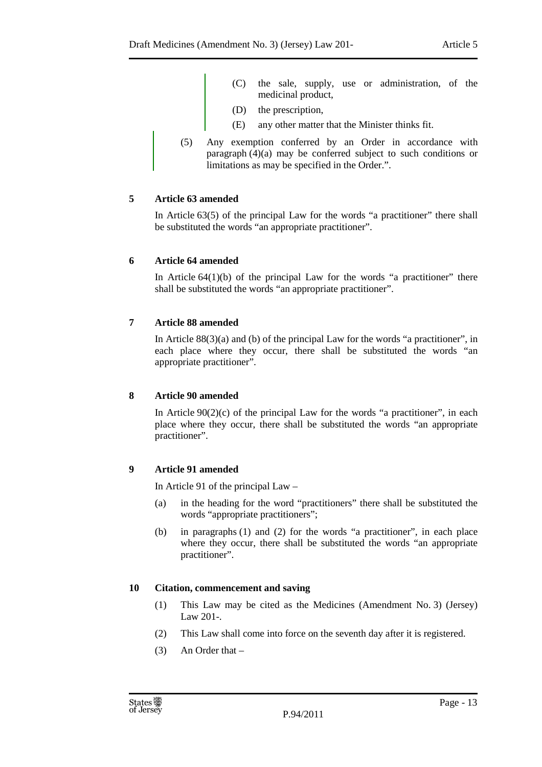(C) the sale, supply, use or administration, of the medicinal product,

(D) the prescription,

(E) any other matter that the Minister thinks fit.

(5) Any exemption conferred by an Order in accordance with paragraph (4)(a) may be conferred subject to such conditions or limitations as may be specified in the Order.".

**5 Article 63 amended**

In Article 63(5) of the principal Law for the words "a practitioner" there shall be substituted the words "an appropriate practitioner".

**6 Article 64 amended**

In Article 64(1)(b) of the principal Law for the words "a practitioner" there shall be substituted the words "an appropriate practitioner".

**7 Article 88 amended**

In Article 88(3)(a) and (b) of the principal Law for the words "a practitioner", in each place where they occur, there shall be substituted the words "an appropriate practitioner".

**8 Article 90 amended**

In Article 90(2)(c) of the principal Law for the words "a practitioner", in each place where they occur, there shall be substituted the words "an appropriate practitioner".

**9 Article 91 amended**

In Article 91 of the principal Law –

(a) in the heading for the word "practitioners" there shall be substituted the words "appropriate practitioners";

(b) in paragraphs (1) and (2) for the words "a practitioner", in each place where they occur, there shall be substituted the words "an appropriate practitioner".

**10 Citation, commencement and saving**

(1) This Law may be cited as the Medicines (Amendment No. 3) (Jersey) Law 201-.

(2) This Law shall come into force on the seventh day after it is registered.

(3) An Order that –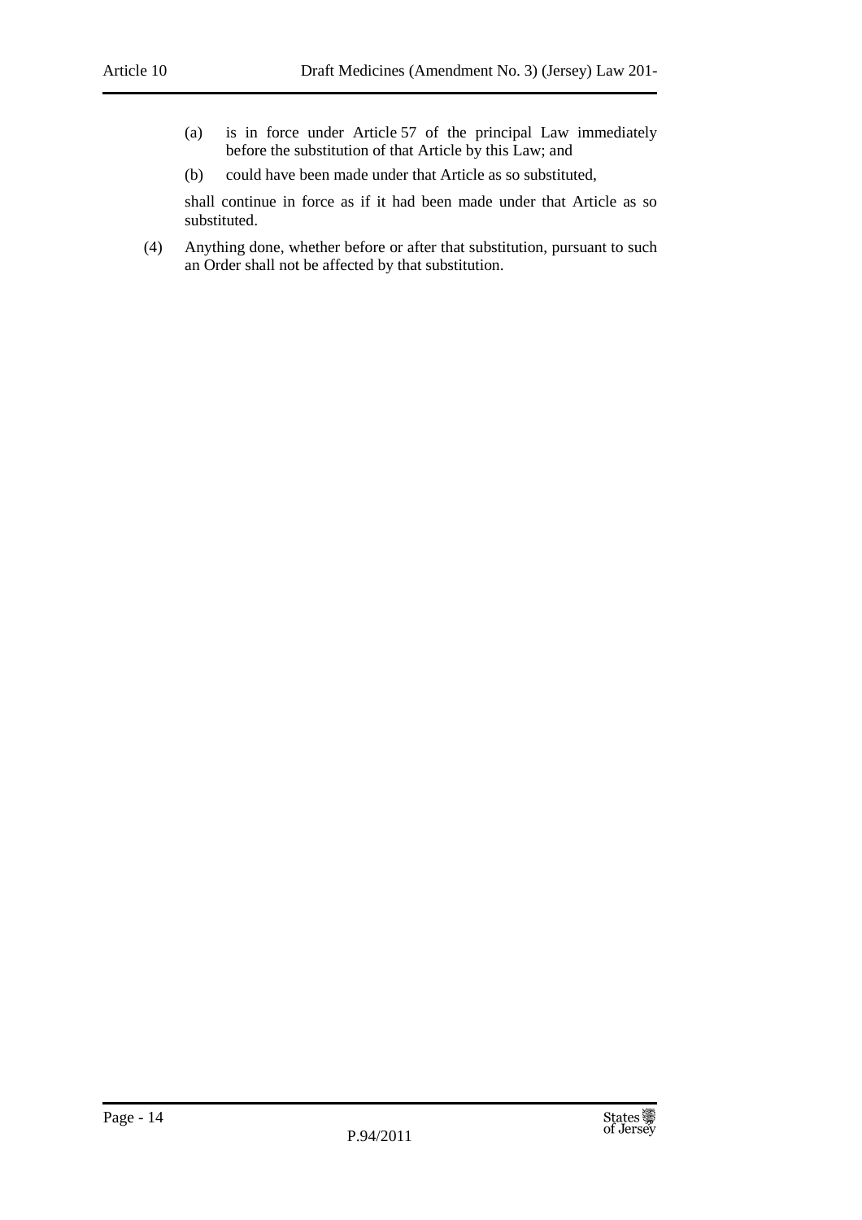(a) is in force under Article 57 of the principal Law immediately before the substitution of that Article by this Law; and

(b) could have been made under that Article as so substituted,

shall continue in force as if it had been made under that Article as so substituted.

(4) Anything done, whether before or after that substitution, pursuant to such an Order shall not be affected by that substitution.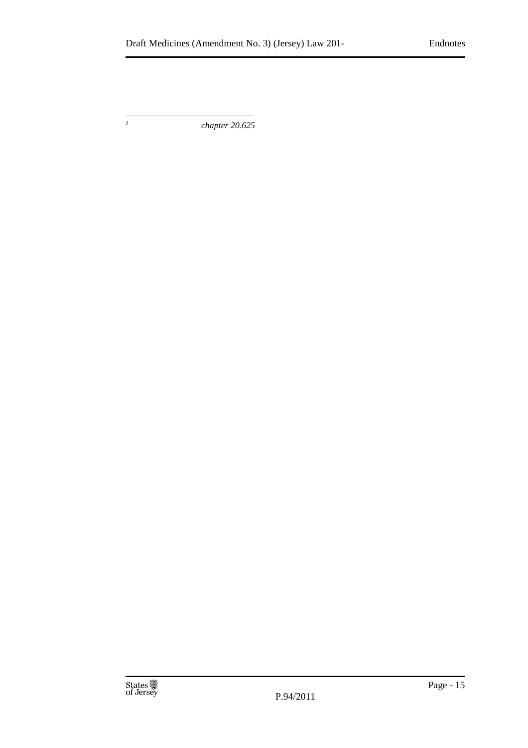[1] *chapter 20.625*